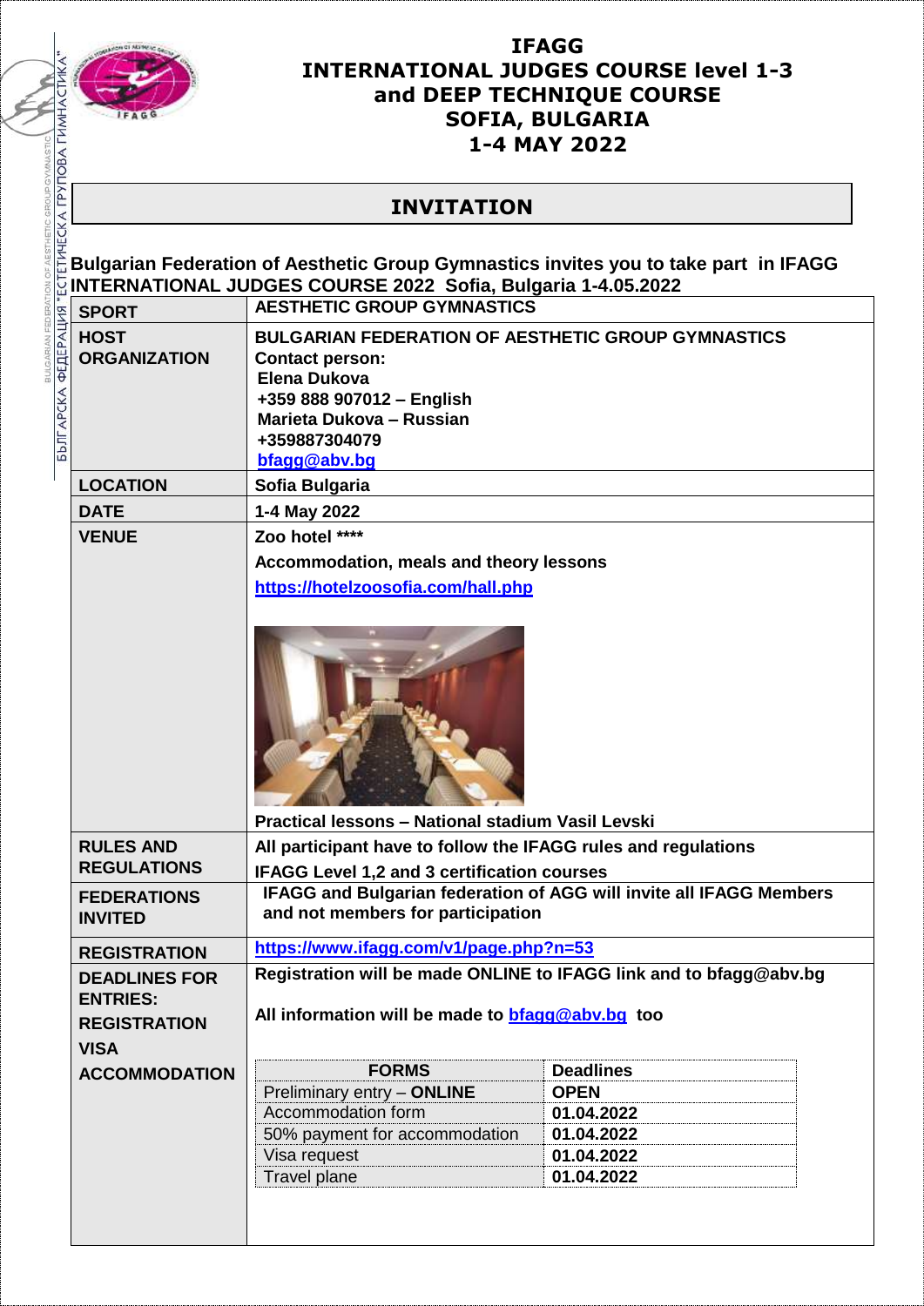# IFAGG
# INTERNATIONAL JUDGES COURSE level 1-3
# and DEEP TECHNIQUE COURSE
# SOFIA, BULGARIA
# 1-4 MAY 2022

## INVITATION

**Bulgarian Federation of Aesthetic Group Gymnastics invites you to take part in IFAGG INTERNATIONAL JUDGES COURSE 2022 Sofia, Bulgaria 1-4.05.2022**

| | |
|---|---|
| **SPORT** | **AESTHETIC GROUP GYMNASTICS** |
| **HOST ORGANIZATION** | **BULGARIAN FEDERATION OF AESTHETIC GROUP GYMNASTICS**<br>**Contact person:**<br>**Elena Dukova**<br>**+359 888 907012 – English**<br>**Marieta Dukova – Russian**<br>**+359887304079**<br>**bfagg@abv.bg** |
| **LOCATION** | **Sofia Bulgaria** |
| **DATE** | **1-4 May 2022** |
| **VENUE** | **Zoo hotel \*\*\*\***<br>**Accommodation, meals and theory lessons**<br>**https://hotelzoosofia.com/hall.php**<br>**Practical lessons – National stadium Vasil Levski** |
| **RULES AND REGULATIONS** | **All participant have to follow the IFAGG rules and regulations**<br>**IFAGG Level 1,2 and 3 certification courses** |
| **FEDERATIONS INVITED** | **IFAGG and Bulgarian federation of AGG will invite all IFAGG Members and not members for participation** |
| **REGISTRATION** | **https://www.ifagg.com/v1/page.php?n=53** |
| **DEADLINES FOR ENTRIES: REGISTRATION VISA ACCOMMODATION** | **Registration will be made ONLINE to IFAGG link and to bfagg@abv.bg**<br>**All information will be made to bfagg@abv.bg too** |

| FORMS | Deadlines |
|---|---|
| Preliminary entry – **ONLINE** | **OPEN** |
| Accommodation form | **01.04.2022** |
| 50% payment for accommodation | **01.04.2022** |
| Visa request | **01.04.2022** |
| Travel plane | **01.04.2022** |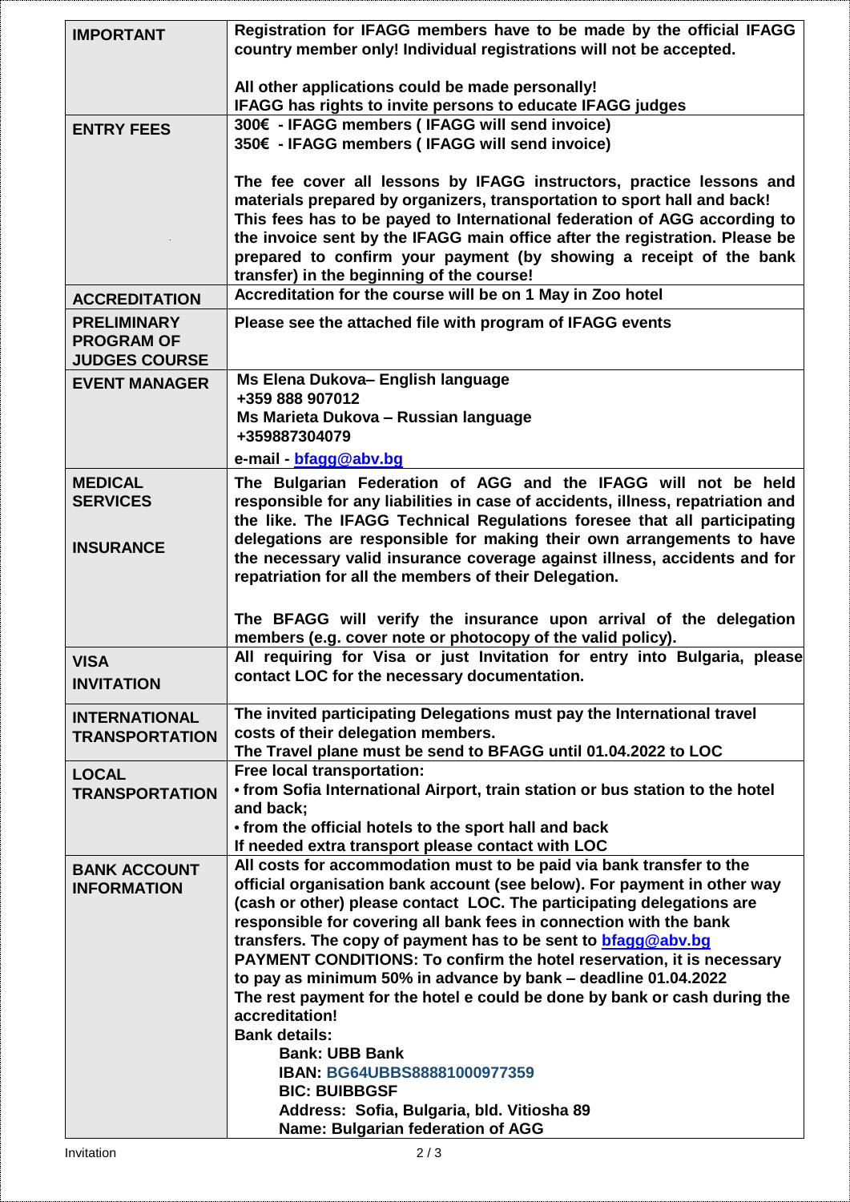| | |
|---|---|
| **IMPORTANT** | **Registration for IFAGG members have to be made by the official IFAGG country member only! Individual registrations will not be accepted.**<br><br>**All other applications could be made personally!**<br>**IFAGG has rights to invite persons to educate IFAGG judges** |
| **ENTRY FEES** | **300€ - IFAGG members ( IFAGG will send invoice)**<br>**350€ - IFAGG members ( IFAGG will send invoice)**<br><br>**The fee cover all lessons by IFAGG instructors, practice lessons and materials prepared by organizers, transportation to sport hall and back! This fees has to be payed to International federation of AGG according to the invoice sent by the IFAGG main office after the registration. Please be prepared to confirm your payment (by showing a receipt of the bank transfer) in the beginning of the course!** |
| **ACCREDITATION** | **Accreditation for the course will be on 1 May in Zoo hotel** |
| **PRELIMINARY PROGRAM OF JUDGES COURSE** | **Please see the attached file with program of IFAGG events** |
| **EVENT MANAGER** | **Ms Elena Dukova– English language**<br>**+359 888 907012**<br>**Ms Marieta Dukova – Russian language**<br>**+359887304079**<br>**e-mail - bfagg@abv.bg** |
| **MEDICAL SERVICES**<br><br>**INSURANCE** | **The Bulgarian Federation of AGG and the IFAGG will not be held responsible for any liabilities in case of accidents, illness, repatriation and the like. The IFAGG Technical Regulations foresee that all participating delegations are responsible for making their own arrangements to have the necessary valid insurance coverage against illness, accidents and for repatriation for all the members of their Delegation.**<br><br>**The BFAGG will verify the insurance upon arrival of the delegation members (e.g. cover note or photocopy of the valid policy).** |
| **VISA**<br>**INVITATION** | **All requiring for Visa or just Invitation for entry into Bulgaria, please contact LOC for the necessary documentation.** |
| **INTERNATIONAL TRANSPORTATION** | **The invited participating Delegations must pay the International travel costs of their delegation members.**<br>**The Travel plane must be send to BFAGG until 01.04.2022 to LOC** |
| **LOCAL TRANSPORTATION** | **Free local transportation:**<br>**• from Sofia International Airport, train station or bus station to the hotel and back;**<br>**• from the official hotels to the sport hall and back**<br>**If needed extra transport please contact with LOC** |
| **BANK ACCOUNT INFORMATION** | **All costs for accommodation must to be paid via bank transfer to the official organisation bank account (see below). For payment in other way (cash or other) please contact LOC. The participating delegations are responsible for covering all bank fees in connection with the bank transfers. The copy of payment has to be sent to bfagg@abv.bg**<br>**PAYMENT CONDITIONS: To confirm the hotel reservation, it is necessary to pay as minimum 50% in advance by bank – deadline 01.04.2022**<br>**The rest payment for the hotel e could be done by bank or cash during the accreditation!**<br>**Bank details:**<br>**Bank: UBB Bank**<br>**IBAN: BG64UBBS88881000977359**<br>**BIC: BUIBBGSF**<br>**Address: Sofia, Bulgaria, bld. Vitiosha 89**<br>**Name: Bulgarian federation of AGG** |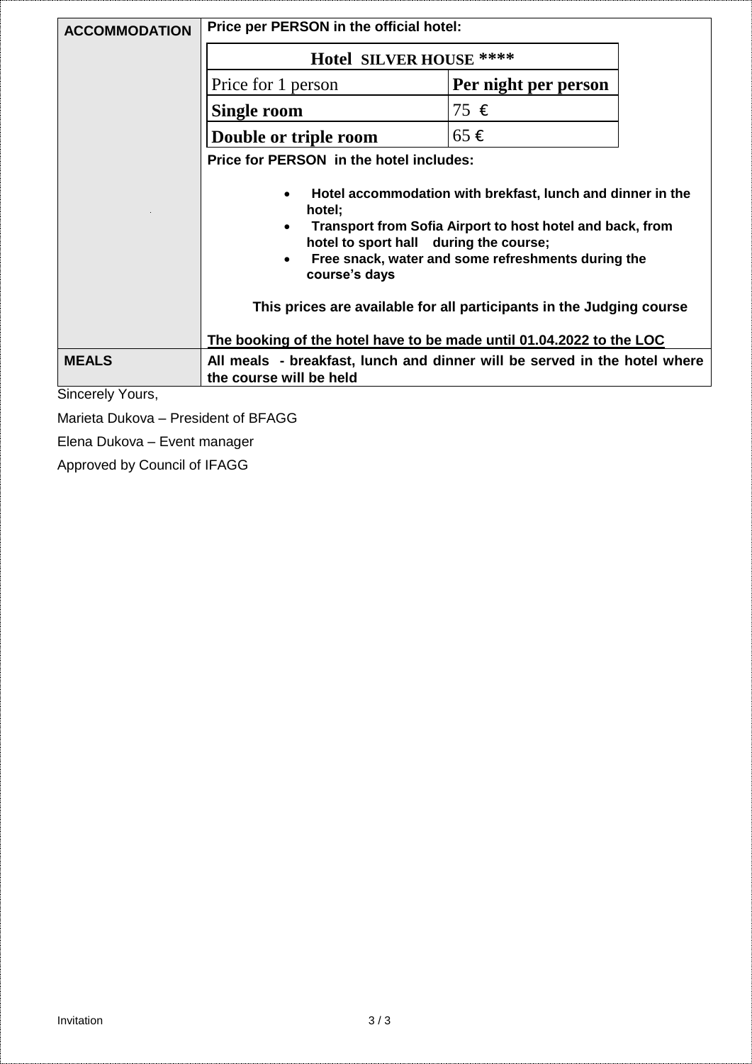| | |
|---|---|
| **ACCOMMODATION** | **Price per PERSON in the official hotel:** |
| **MEALS** | **All meals - breakfast, lunch and dinner will be served in the hotel where the course will be held** |

**Hotel SILVER HOUSE \*\*\*\***

| Price for 1 person | **Per night per person** |
|---|---|
| **Single room** | 75 € |
| **Double or triple room** | 65 € |

**Price for PERSON in the hotel includes:**

- **Hotel accommodation with brekfast, lunch and dinner in the hotel;**
- **Transport from Sofia Airport to host hotel and back, from hotel to sport hall during the course;**
- **Free snack, water and some refreshments during the course's days**

**This prices are available for all participants in the Judging course**

**The booking of the hotel have to be made until 01.04.2022 to the LOC**

Sincerely Yours,

Marieta Dukova – President of BFAGG

Elena Dukova – Event manager

Approved by Council of IFAGG